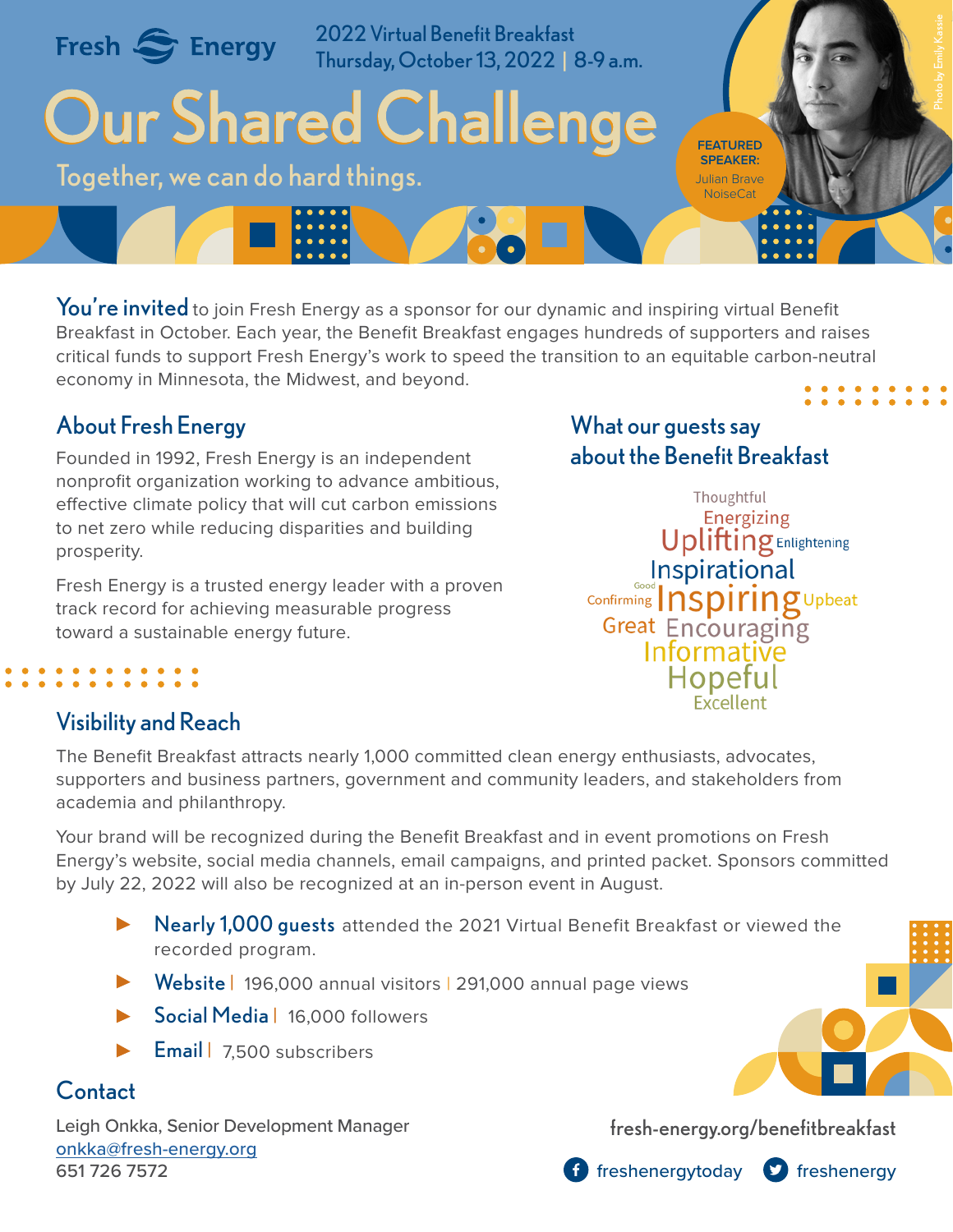Fresh Energy

2022 Virtual Benefit Breakfast
Thursday, October 13, 2022 | 8-9 a.m.

# Our Shared Challenge

Together, we can do hard things.

FEATURED SPEAKER: Julian Brave NoiseCat

Photo by Emily Kassie

**You're invited** to join Fresh Energy as a sponsor for our dynamic and inspiring virtual Benefit Breakfast in October. Each year, the Benefit Breakfast engages hundreds of supporters and raises critical funds to support Fresh Energy's work to speed the transition to an equitable carbon-neutral economy in Minnesota, the Midwest, and beyond.

## About Fresh Energy

Founded in 1992, Fresh Energy is an independent nonprofit organization working to advance ambitious, effective climate policy that will cut carbon emissions to net zero while reducing disparities and building prosperity.

Fresh Energy is a trusted energy leader with a proven track record for achieving measurable progress toward a sustainable energy future.

## What our guests say about the Benefit Breakfast

Thoughtful, Energizing, Uplifting, Enlightening, Inspirational, Good, Confirming, Inspiring, Upbeat, Great, Encouraging, Informative, Hopeful, Excellent

## Visibility and Reach

The Benefit Breakfast attracts nearly 1,000 committed clean energy enthusiasts, advocates, supporters and business partners, government and community leaders, and stakeholders from academia and philanthropy.

Your brand will be recognized during the Benefit Breakfast and in event promotions on Fresh Energy's website, social media channels, email campaigns, and printed packet. Sponsors committed by July 22, 2022 will also be recognized at an in-person event in August.

- **Nearly 1,000 guests** attended the 2021 Virtual Benefit Breakfast or viewed the recorded program.
- **Website** | 196,000 annual visitors | 291,000 annual page views
- **Social Media** | 16,000 followers
- **Email** | 7,500 subscribers

## Contact

Leigh Onkka, Senior Development Manager
onkka@fresh-energy.org
651 726 7572

fresh-energy.org/benefitbreakfast

freshenergytoday  freshenergy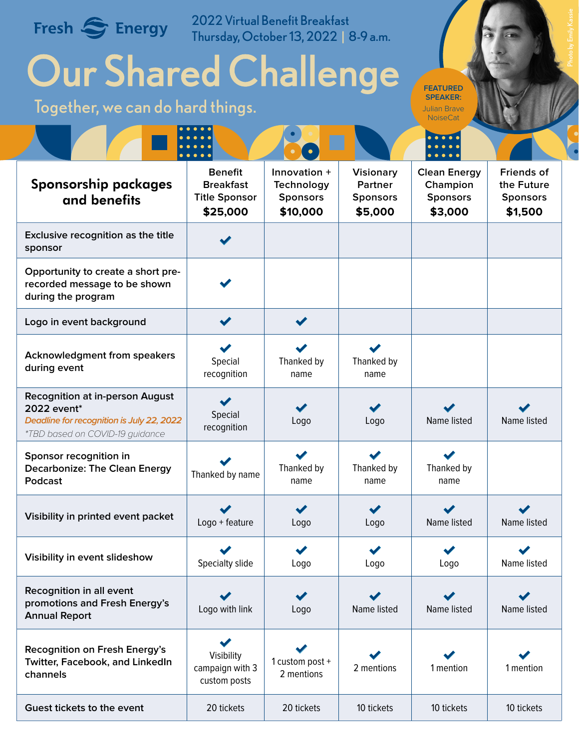Fresh Energy

2022 Virtual Benefit Breakfast
Thursday, October 13, 2022 | 8-9 a.m.

# Our Shared Challenge

Together, we can do hard things.

FEATURED SPEAKER: Julian Brave NoiseCat

Photo by Emily Kassie

| Sponsorship packages and benefits | Benefit Breakfast Title Sponsor **$25,000** | Innovation + Technology Sponsors **$10,000** | Visionary Partner Sponsors **$5,000** | Clean Energy Champion Sponsors **$3,000** | Friends of the Future Sponsors **$1,500** |
|---|---|---|---|---|---|
| Exclusive recognition as the title sponsor | ✔ | | | | |
| Opportunity to create a short pre-recorded message to be shown during the program | ✔ | | | | |
| Logo in event background | ✔ | ✔ | | | |
| Acknowledgment from speakers during event | ✔ Special recognition | ✔ Thanked by name | ✔ Thanked by name | | |
| Recognition at in-person August 2022 event* *Deadline for recognition is July 22, 2022* *\*TBD based on COVID-19 guidance* | ✔ Special recognition | ✔ Logo | ✔ Logo | ✔ Name listed | ✔ Name listed |
| Sponsor recognition in Decarbonize: The Clean Energy Podcast | ✔ Thanked by name | ✔ Thanked by name | ✔ Thanked by name | ✔ Thanked by name | |
| Visibility in printed event packet | ✔ Logo + feature | ✔ Logo | ✔ Logo | ✔ Name listed | ✔ Name listed |
| Visibility in event slideshow | ✔ Specialty slide | ✔ Logo | ✔ Logo | ✔ Logo | ✔ Name listed |
| Recognition in all event promotions and Fresh Energy's Annual Report | ✔ Logo with link | ✔ Logo | ✔ Name listed | ✔ Name listed | ✔ Name listed |
| Recognition on Fresh Energy's Twitter, Facebook, and LinkedIn channels | ✔ Visibility campaign with 3 custom posts | ✔ 1 custom post + 2 mentions | ✔ 2 mentions | ✔ 1 mention | ✔ 1 mention |
| Guest tickets to the event | 20 tickets | 20 tickets | 10 tickets | 10 tickets | 10 tickets |